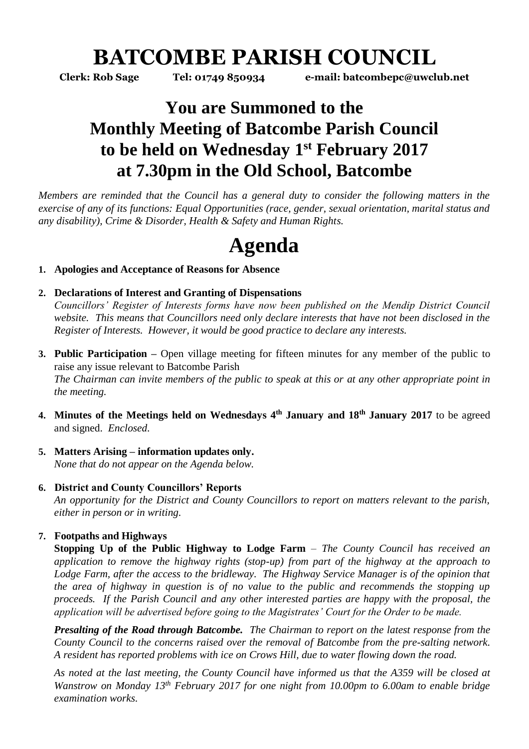# BATCOMBE PARISH COUNCIL

**Clerk: Rob Sage Tel: 01749 850934 e-mail: batcombepc@uwclub.net**

## You are Summoned to the Monthly Meeting of Batcombe Parish Council to be held on Wednesday 1st February 2017 at 7.30pm in the Old School, Batcombe

*Members are reminded that the Council has a general duty to consider the following matters in the exercise of any of its functions: Equal Opportunities (race, gender, sexual orientation, marital status and any disability), Crime & Disorder, Health & Safety and Human Rights.*

# Agenda

1. **Apologies and Acceptance of Reasons for Absence**

2. **Declarations of Interest and Granting of Dispensations**
   *Councillors' Register of Interests forms have now been published on the Mendip District Council website. This means that Councillors need only declare interests that have not been disclosed in the Register of Interests. However, it would be good practice to declare any interests.*

3. **Public Participation –** Open village meeting for fifteen minutes for any member of the public to raise any issue relevant to Batcombe Parish
   *The Chairman can invite members of the public to speak at this or at any other appropriate point in the meeting.*

4. **Minutes of the Meetings held on Wednesdays 4th January and 18th January 2017** to be agreed and signed. *Enclosed.*

5. **Matters Arising – information updates only.**
   *None that do not appear on the Agenda below.*

6. **District and County Councillors' Reports**
   *An opportunity for the District and County Councillors to report on matters relevant to the parish, either in person or in writing.*

7. **Footpaths and Highways**
   **Stopping Up of the Public Highway to Lodge Farm** – *The County Council has received an application to remove the highway rights (stop-up) from part of the highway at the approach to Lodge Farm, after the access to the bridleway. The Highway Service Manager is of the opinion that the area of highway in question is of no value to the public and recommends the stopping up proceeds. If the Parish Council and any other interested parties are happy with the proposal, the application will be advertised before going to the Magistrates' Court for the Order to be made.*

   ***Presalting of the Road through Batcombe.*** *The Chairman to report on the latest response from the County Council to the concerns raised over the removal of Batcombe from the pre-salting network. A resident has reported problems with ice on Crows Hill, due to water flowing down the road.*

   *As noted at the last meeting, the County Council have informed us that the A359 will be closed at Wanstrow on Monday 13th February 2017 for one night from 10.00pm to 6.00am to enable bridge examination works.*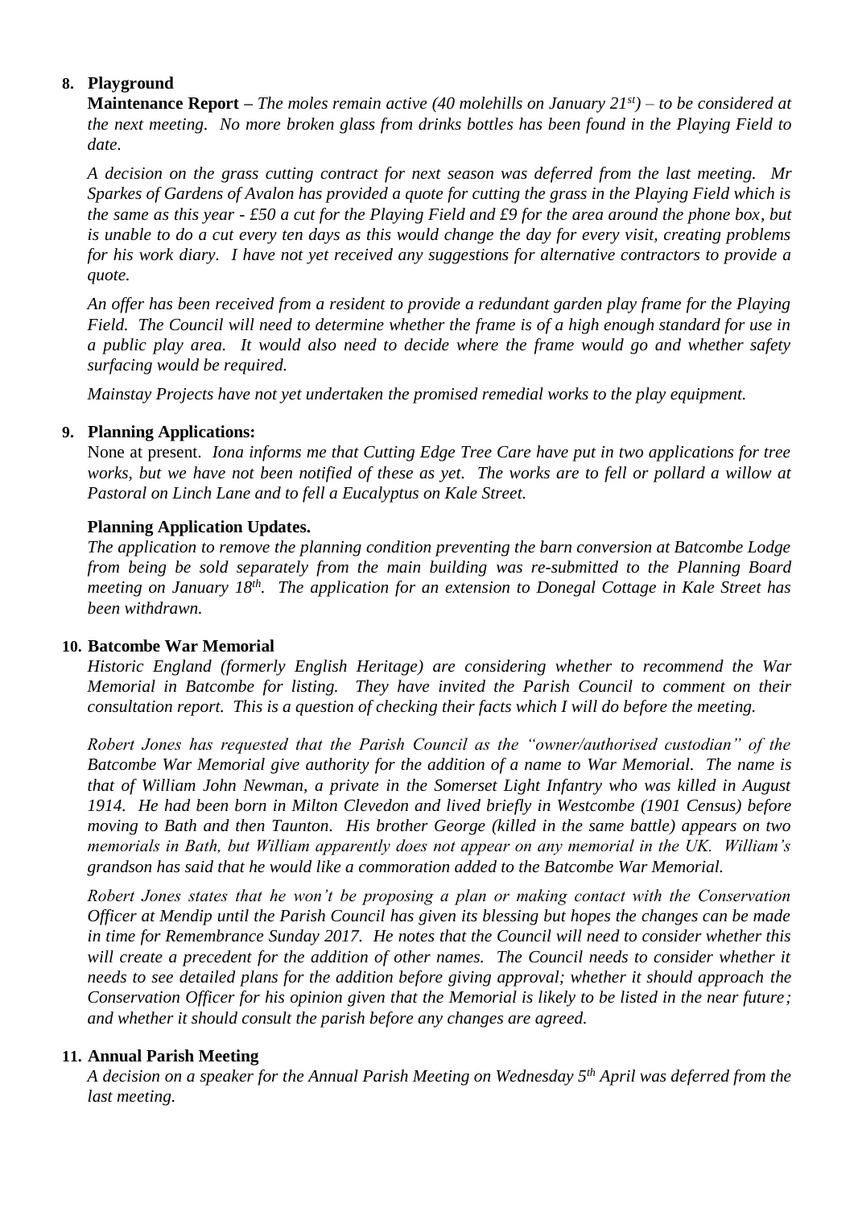**8. Playground**

**Maintenance Report –** *The moles remain active (40 molehills on January 21st) – to be considered at the next meeting. No more broken glass from drinks bottles has been found in the Playing Field to date.*

*A decision on the grass cutting contract for next season was deferred from the last meeting. Mr Sparkes of Gardens of Avalon has provided a quote for cutting the grass in the Playing Field which is the same as this year - £50 a cut for the Playing Field and £9 for the area around the phone box, but is unable to do a cut every ten days as this would change the day for every visit, creating problems for his work diary. I have not yet received any suggestions for alternative contractors to provide a quote.*

*An offer has been received from a resident to provide a redundant garden play frame for the Playing Field. The Council will need to determine whether the frame is of a high enough standard for use in a public play area. It would also need to decide where the frame would go and whether safety surfacing would be required.*

*Mainstay Projects have not yet undertaken the promised remedial works to the play equipment.*

**9. Planning Applications:**

None at present. *Iona informs me that Cutting Edge Tree Care have put in two applications for tree works, but we have not been notified of these as yet. The works are to fell or pollard a willow at Pastoral on Linch Lane and to fell a Eucalyptus on Kale Street.*

**Planning Application Updates.**

*The application to remove the planning condition preventing the barn conversion at Batcombe Lodge from being be sold separately from the main building was re-submitted to the Planning Board meeting on January 18th. The application for an extension to Donegal Cottage in Kale Street has been withdrawn.*

**10. Batcombe War Memorial**

*Historic England (formerly English Heritage) are considering whether to recommend the War Memorial in Batcombe for listing. They have invited the Parish Council to comment on their consultation report. This is a question of checking their facts which I will do before the meeting.*

*Robert Jones has requested that the Parish Council as the "owner/authorised custodian" of the Batcombe War Memorial give authority for the addition of a name to War Memorial. The name is that of William John Newman, a private in the Somerset Light Infantry who was killed in August 1914. He had been born in Milton Clevedon and lived briefly in Westcombe (1901 Census) before moving to Bath and then Taunton. His brother George (killed in the same battle) appears on two memorials in Bath, but William apparently does not appear on any memorial in the UK. William's grandson has said that he would like a commoration added to the Batcombe War Memorial.*

*Robert Jones states that he won't be proposing a plan or making contact with the Conservation Officer at Mendip until the Parish Council has given its blessing but hopes the changes can be made in time for Remembrance Sunday 2017. He notes that the Council will need to consider whether this will create a precedent for the addition of other names. The Council needs to consider whether it needs to see detailed plans for the addition before giving approval; whether it should approach the Conservation Officer for his opinion given that the Memorial is likely to be listed in the near future; and whether it should consult the parish before any changes are agreed.*

**11. Annual Parish Meeting**

*A decision on a speaker for the Annual Parish Meeting on Wednesday 5th April was deferred from the last meeting.*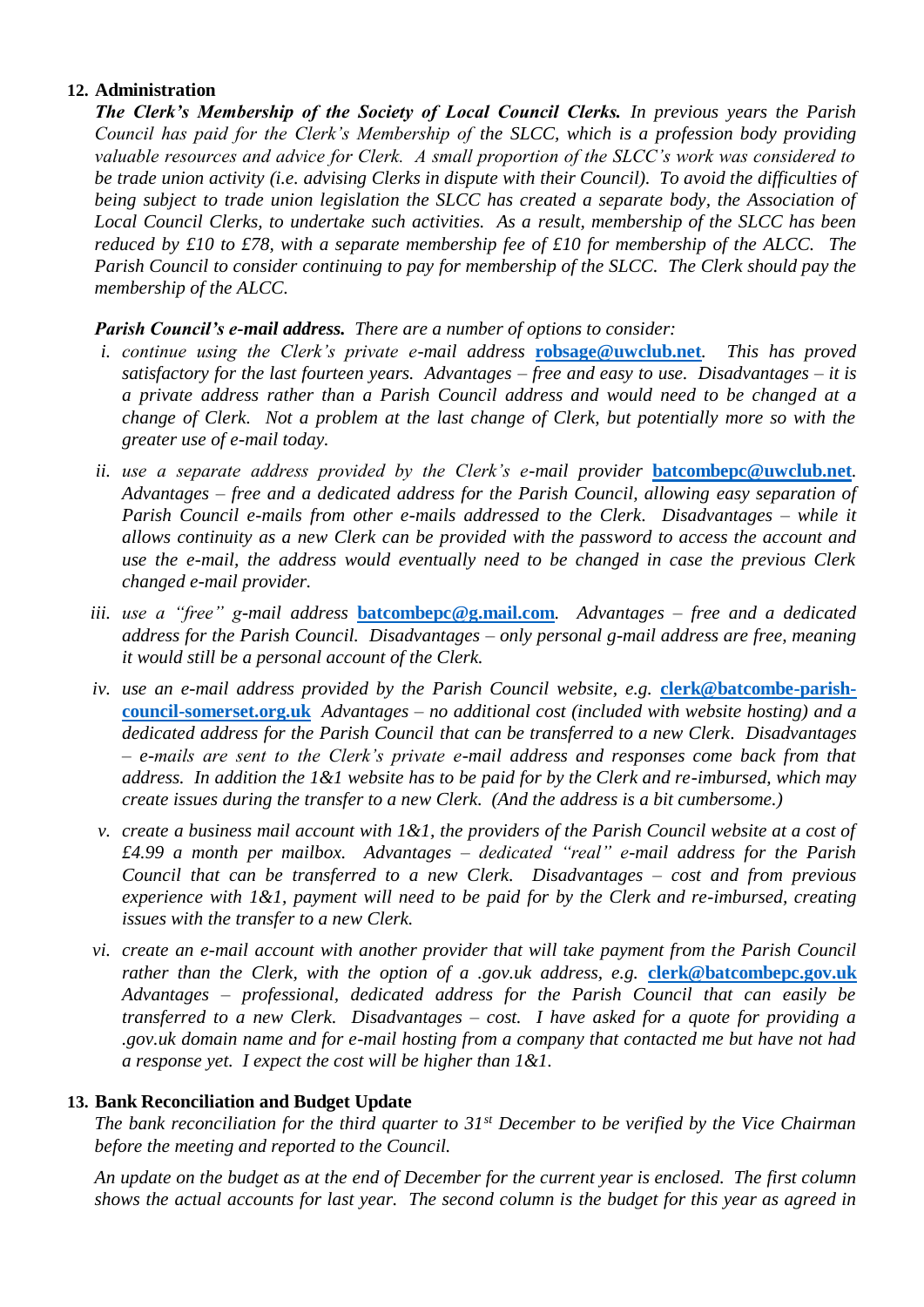## 12. Administration

***The Clerk's Membership of the Society of Local Council Clerks.*** *In previous years the Parish Council has paid for the Clerk's Membership of the SLCC, which is a profession body providing valuable resources and advice for Clerk. A small proportion of the SLCC's work was considered to be trade union activity (i.e. advising Clerks in dispute with their Council). To avoid the difficulties of being subject to trade union legislation the SLCC has created a separate body, the Association of Local Council Clerks, to undertake such activities. As a result, membership of the SLCC has been reduced by £10 to £78, with a separate membership fee of £10 for membership of the ALCC. The Parish Council to consider continuing to pay for membership of the SLCC. The Clerk should pay the membership of the ALCC.*

***Parish Council's e-mail address.*** *There are a number of options to consider:*

i. *continue using the Clerk's private e-mail address* **robsage@uwclub.net**. *This has proved satisfactory for the last fourteen years. Advantages – free and easy to use. Disadvantages – it is a private address rather than a Parish Council address and would need to be changed at a change of Clerk. Not a problem at the last change of Clerk, but potentially more so with the greater use of e-mail today.*

ii. *use a separate address provided by the Clerk's e-mail provider* **batcombepc@uwclub.net**. *Advantages – free and a dedicated address for the Parish Council, allowing easy separation of Parish Council e-mails from other e-mails addressed to the Clerk. Disadvantages – while it allows continuity as a new Clerk can be provided with the password to access the account and use the e-mail, the address would eventually need to be changed in case the previous Clerk changed e-mail provider.*

iii. *use a "free" g-mail address* **batcombepc@g.mail.com**. *Advantages – free and a dedicated address for the Parish Council. Disadvantages – only personal g-mail address are free, meaning it would still be a personal account of the Clerk.*

iv. *use an e-mail address provided by the Parish Council website, e.g.* **clerk@batcombe-parish-council-somerset.org.uk** *Advantages – no additional cost (included with website hosting) and a dedicated address for the Parish Council that can be transferred to a new Clerk. Disadvantages – e-mails are sent to the Clerk's private e-mail address and responses come back from that address. In addition the 1&1 website has to be paid for by the Clerk and re-imbursed, which may create issues during the transfer to a new Clerk. (And the address is a bit cumbersome.)*

v. *create a business mail account with 1&1, the providers of the Parish Council website at a cost of £4.99 a month per mailbox. Advantages – dedicated "real" e-mail address for the Parish Council that can be transferred to a new Clerk. Disadvantages – cost and from previous experience with 1&1, payment will need to be paid for by the Clerk and re-imbursed, creating issues with the transfer to a new Clerk.*

vi. *create an e-mail account with another provider that will take payment from the Parish Council rather than the Clerk, with the option of a .gov.uk address, e.g.* **clerk@batcombepc.gov.uk** *Advantages – professional, dedicated address for the Parish Council that can easily be transferred to a new Clerk. Disadvantages – cost. I have asked for a quote for providing a .gov.uk domain name and for e-mail hosting from a company that contacted me but have not had a response yet. I expect the cost will be higher than 1&1.*

## 13. Bank Reconciliation and Budget Update

*The bank reconciliation for the third quarter to 31st December to be verified by the Vice Chairman before the meeting and reported to the Council.*

*An update on the budget as at the end of December for the current year is enclosed. The first column shows the actual accounts for last year. The second column is the budget for this year as agreed in*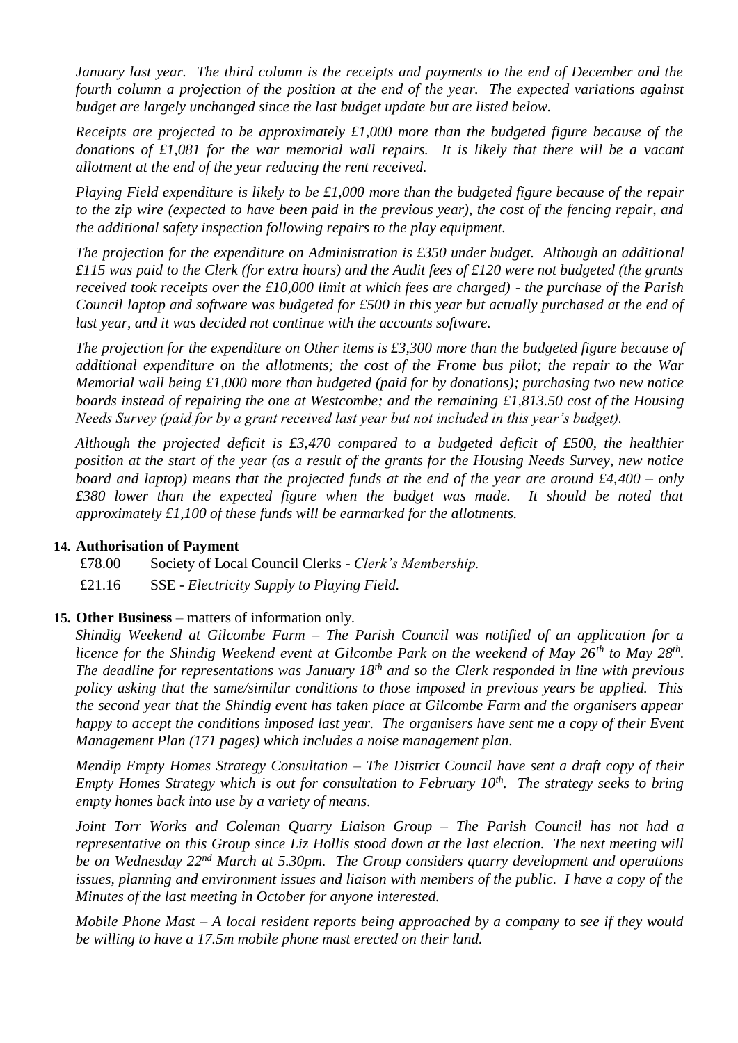*January last year. The third column is the receipts and payments to the end of December and the fourth column a projection of the position at the end of the year. The expected variations against budget are largely unchanged since the last budget update but are listed below.*

*Receipts are projected to be approximately £1,000 more than the budgeted figure because of the donations of £1,081 for the war memorial wall repairs. It is likely that there will be a vacant allotment at the end of the year reducing the rent received.*

*Playing Field expenditure is likely to be £1,000 more than the budgeted figure because of the repair to the zip wire (expected to have been paid in the previous year), the cost of the fencing repair, and the additional safety inspection following repairs to the play equipment.*

*The projection for the expenditure on Administration is £350 under budget. Although an additional £115 was paid to the Clerk (for extra hours) and the Audit fees of £120 were not budgeted (the grants received took receipts over the £10,000 limit at which fees are charged) - the purchase of the Parish Council laptop and software was budgeted for £500 in this year but actually purchased at the end of last year, and it was decided not continue with the accounts software.*

*The projection for the expenditure on Other items is £3,300 more than the budgeted figure because of additional expenditure on the allotments; the cost of the Frome bus pilot; the repair to the War Memorial wall being £1,000 more than budgeted (paid for by donations); purchasing two new notice boards instead of repairing the one at Westcombe; and the remaining £1,813.50 cost of the Housing Needs Survey (paid for by a grant received last year but not included in this year's budget).*

*Although the projected deficit is £3,470 compared to a budgeted deficit of £500, the healthier position at the start of the year (as a result of the grants for the Housing Needs Survey, new notice board and laptop) means that the projected funds at the end of the year are around £4,400 – only £380 lower than the expected figure when the budget was made. It should be noted that approximately £1,100 of these funds will be earmarked for the allotments.*

**14. Authorisation of Payment**

£78.00 Society of Local Council Clerks - *Clerk's Membership.*

£21.16 SSE - *Electricity Supply to Playing Field.*

**15. Other Business** – matters of information only.

*Shindig Weekend at Gilcombe Farm – The Parish Council was notified of an application for a licence for the Shindig Weekend event at Gilcombe Park on the weekend of May 26th to May 28th. The deadline for representations was January 18th and so the Clerk responded in line with previous policy asking that the same/similar conditions to those imposed in previous years be applied. This the second year that the Shindig event has taken place at Gilcombe Farm and the organisers appear happy to accept the conditions imposed last year. The organisers have sent me a copy of their Event Management Plan (171 pages) which includes a noise management plan.*

*Mendip Empty Homes Strategy Consultation – The District Council have sent a draft copy of their Empty Homes Strategy which is out for consultation to February 10th. The strategy seeks to bring empty homes back into use by a variety of means.*

*Joint Torr Works and Coleman Quarry Liaison Group – The Parish Council has not had a representative on this Group since Liz Hollis stood down at the last election. The next meeting will be on Wednesday 22nd March at 5.30pm. The Group considers quarry development and operations issues, planning and environment issues and liaison with members of the public. I have a copy of the Minutes of the last meeting in October for anyone interested.*

*Mobile Phone Mast – A local resident reports being approached by a company to see if they would be willing to have a 17.5m mobile phone mast erected on their land.*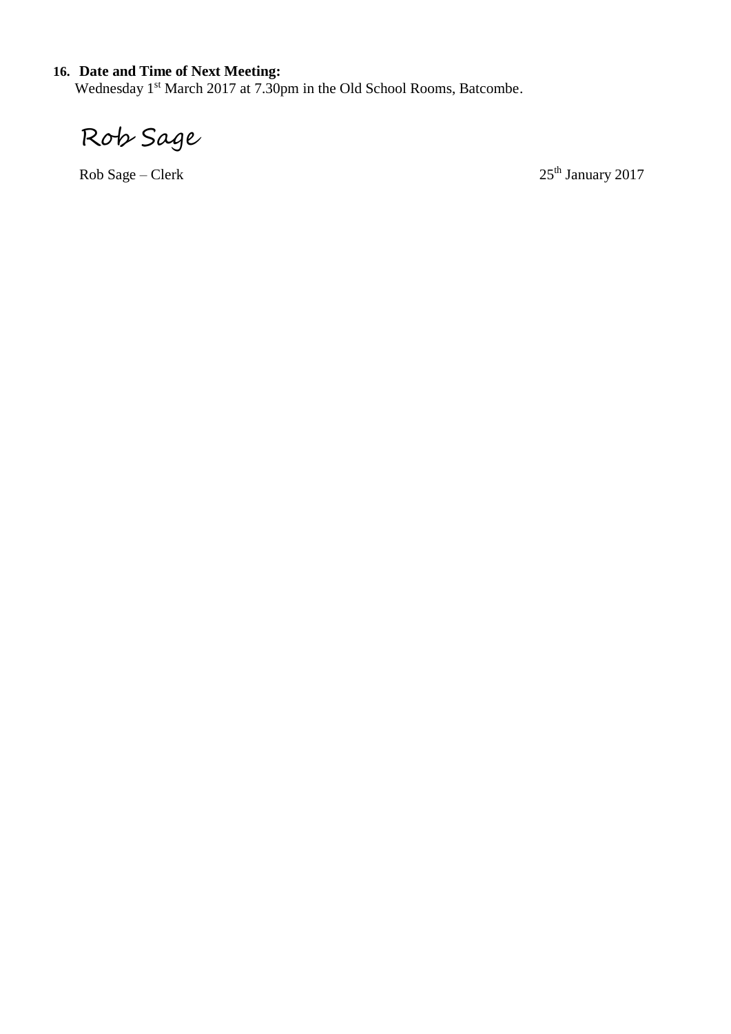**16. Date and Time of Next Meeting:**

Wednesday 1st March 2017 at 7.30pm in the Old School Rooms, Batcombe.

Rob Sage

Rob Sage – Clerk

25th January 2017